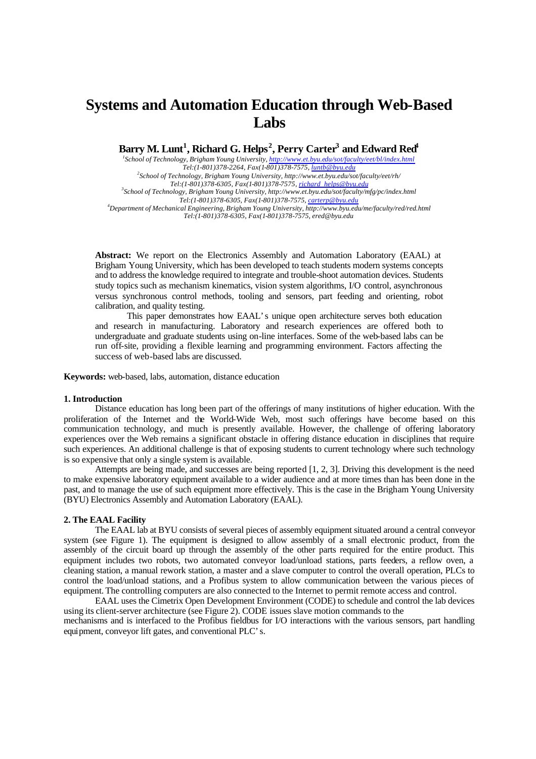# Systems and Automation Education through Web-Based Labs

**Barry M. Lunt[1], Richard G. Helps[2], Perry Carter[3] and Edward Red[4]**

*[1]School of Technology, Brigham Young University, http://www.et.byu.edu/sot/faculty/eet/bl/index.html*
*Tel:(1-801)378-2264, Fax(1-801)378-7575, luntb@byu.edu*
*[2]School of Technology, Brigham Young University, http://www.et.byu.edu/sot/faculty/eet/rh/*
*Tel:(1-801)378-6305, Fax(1-801)378-7575, richard_helps@byu.edu*
*[3]School of Technology, Brigham Young University, http://www.et.byu.edu/sot/faculty/mfg/pc/index.html*
*Tel:(1-801)378-6305, Fax(1-801)378-7575, carterp@byu.edu*
*[4]Department of Mechanical Engineering, Brigham Young University, http://www.byu.edu/me/faculty/red/red.html*
*Tel:(1-801)378-6305, Fax(1-801)378-7575, ered@byu.edu*

**Abstract:** We report on the Electronics Assembly and Automation Laboratory (EAAL) at Brigham Young University, which has been developed to teach students modern systems concepts and to address the knowledge required to integrate and trouble-shoot automation devices. Students study topics such as mechanism kinematics, vision system algorithms, I/O control, asynchronous versus synchronous control methods, tooling and sensors, part feeding and orienting, robot calibration, and quality testing.

This paper demonstrates how EAAL's unique open architecture serves both education and research in manufacturing. Laboratory and research experiences are offered both to undergraduate and graduate students using on-line interfaces. Some of the web-based labs can be run off-site, providing a flexible learning and programming environment. Factors affecting the success of web-based labs are discussed.

**Keywords:** web-based, labs, automation, distance education

## 1. Introduction

Distance education has long been part of the offerings of many institutions of higher education. With the proliferation of the Internet and the World-Wide Web, most such offerings have become based on this communication technology, and much is presently available. However, the challenge of offering laboratory experiences over the Web remains a significant obstacle in offering distance education in disciplines that require such experiences. An additional challenge is that of exposing students to current technology where such technology is so expensive that only a single system is available.

Attempts are being made, and successes are being reported [1, 2, 3]. Driving this development is the need to make expensive laboratory equipment available to a wider audience and at more times than has been done in the past, and to manage the use of such equipment more effectively. This is the case in the Brigham Young University (BYU) Electronics Assembly and Automation Laboratory (EAAL).

## 2. The EAAL Facility

The EAAL lab at BYU consists of several pieces of assembly equipment situated around a central conveyor system (see Figure 1). The equipment is designed to allow assembly of a small electronic product, from the assembly of the circuit board up through the assembly of the other parts required for the entire product. This equipment includes two robots, two automated conveyor load/unload stations, parts feeders, a reflow oven, a cleaning station, a manual rework station, a master and a slave computer to control the overall operation, PLCs to control the load/unload stations, and a Profibus system to allow communication between the various pieces of equipment. The controlling computers are also connected to the Internet to permit remote access and control.

EAAL uses the Cimetrix Open Development Environment (CODE) to schedule and control the lab devices using its client-server architecture (see Figure 2). CODE issues slave motion commands to the mechanisms and is interfaced to the Profibus fieldbus for I/O interactions with the various sensors, part handling equipment, conveyor lift gates, and conventional PLC's.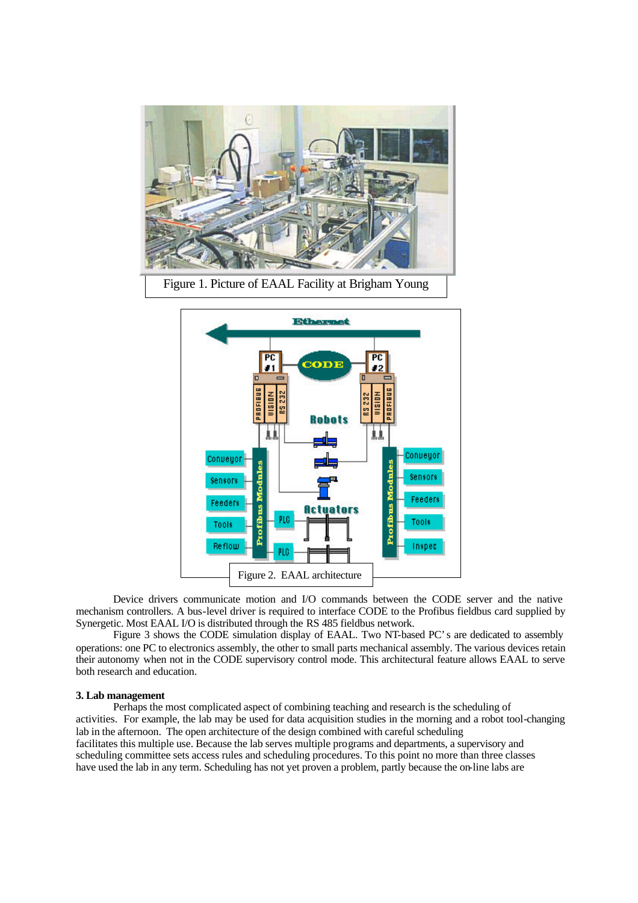Figure 1. Picture of EAAL Facility at Brigham Young

Figure 2. EAAL architecture

Device drivers communicate motion and I/O commands between the CODE server and the native mechanism controllers. A bus-level driver is required to interface CODE to the Profibus fieldbus card supplied by Synergetic. Most EAAL I/O is distributed through the RS 485 fieldbus network.

Figure 3 shows the CODE simulation display of EAAL. Two NT-based PC's are dedicated to assembly operations: one PC to electronics assembly, the other to small parts mechanical assembly. The various devices retain their autonomy when not in the CODE supervisory control mode. This architectural feature allows EAAL to serve both research and education.

**3. Lab management**

Perhaps the most complicated aspect of combining teaching and research is the scheduling of activities. For example, the lab may be used for data acquisition studies in the morning and a robot tool-changing lab in the afternoon. The open architecture of the design combined with careful scheduling facilitates this multiple use. Because the lab serves multiple programs and departments, a supervisory and scheduling committee sets access rules and scheduling procedures. To this point no more than three classes have used the lab in any term. Scheduling has not yet proven a problem, partly because the on-line labs are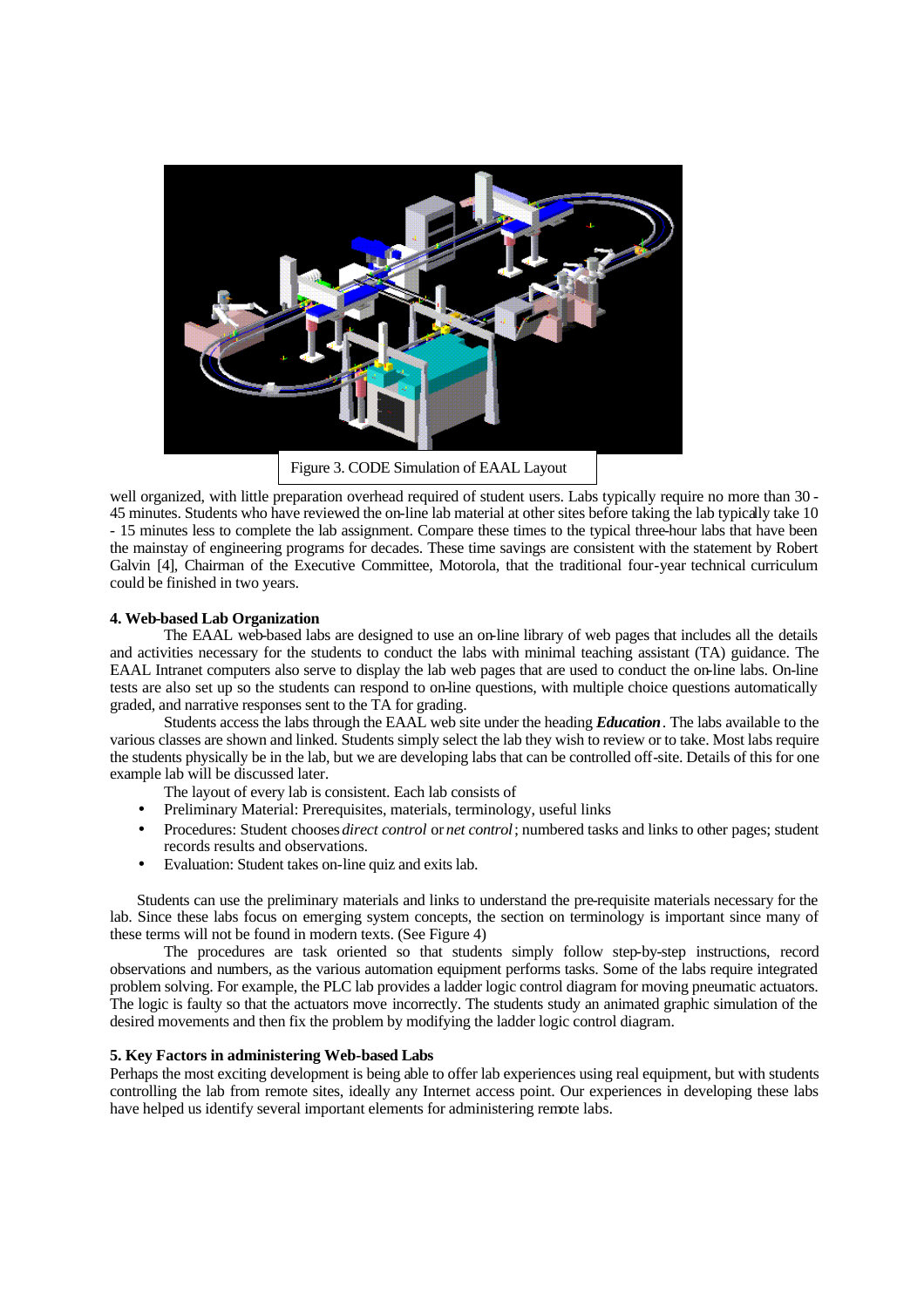Figure 3. CODE Simulation of EAAL Layout

well organized, with little preparation overhead required of student users. Labs typically require no more than 30 - 45 minutes. Students who have reviewed the on-line lab material at other sites before taking the lab typically take 10 - 15 minutes less to complete the lab assignment. Compare these times to the typical three-hour labs that have been the mainstay of engineering programs for decades. These time savings are consistent with the statement by Robert Galvin [4], Chairman of the Executive Committee, Motorola, that the traditional four-year technical curriculum could be finished in two years.

### 4. Web-based Lab Organization

The EAAL web-based labs are designed to use an on-line library of web pages that includes all the details and activities necessary for the students to conduct the labs with minimal teaching assistant (TA) guidance. The EAAL Intranet computers also serve to display the lab web pages that are used to conduct the on-line labs. On-line tests are also set up so the students can respond to on-line questions, with multiple choice questions automatically graded, and narrative responses sent to the TA for grading.

Students access the labs through the EAAL web site under the heading ***Education***. The labs available to the various classes are shown and linked. Students simply select the lab they wish to review or to take. Most labs require the students physically be in the lab, but we are developing labs that can be controlled off-site. Details of this for one example lab will be discussed later.

The layout of every lab is consistent. Each lab consists of

- Preliminary Material: Prerequisites, materials, terminology, useful links
- Procedures: Student chooses *direct control* or *net control*; numbered tasks and links to other pages; student records results and observations.
- Evaluation: Student takes on-line quiz and exits lab.

Students can use the preliminary materials and links to understand the pre-requisite materials necessary for the lab. Since these labs focus on emerging system concepts, the section on terminology is important since many of these terms will not be found in modern texts. (See Figure 4)

The procedures are task oriented so that students simply follow step-by-step instructions, record observations and numbers, as the various automation equipment performs tasks. Some of the labs require integrated problem solving. For example, the PLC lab provides a ladder logic control diagram for moving pneumatic actuators. The logic is faulty so that the actuators move incorrectly. The students study an animated graphic simulation of the desired movements and then fix the problem by modifying the ladder logic control diagram.

### 5. Key Factors in administering Web-based Labs

Perhaps the most exciting development is being able to offer lab experiences using real equipment, but with students controlling the lab from remote sites, ideally any Internet access point. Our experiences in developing these labs have helped us identify several important elements for administering remote labs.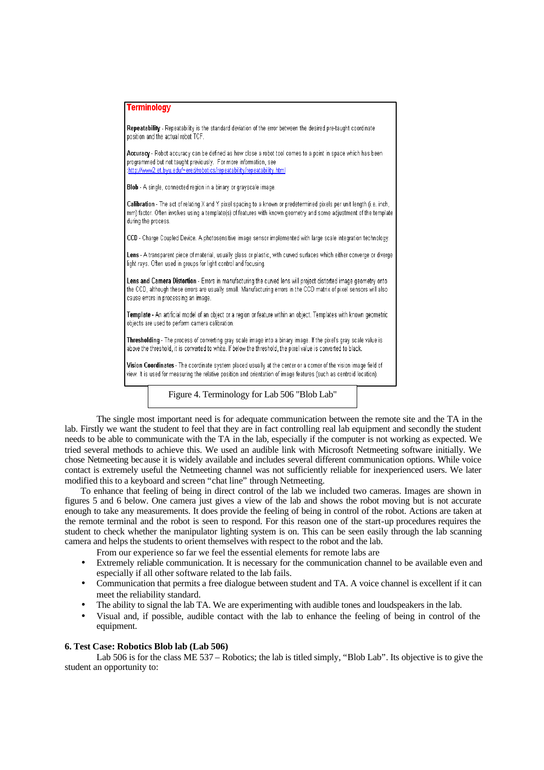**Terminology**

**Repeatability** - Repeatability is the standard deviation of the error between the desired pre-taught coordinate position and the actual robot TCF.

**Accuracy** - Robot accuracy can be defined as how close a robot tool comes to a point in space which has been programmed but not taught previously. For more information, see :http://www2.et.byu.edu/~ered/robotics/repeatability/repeatability.html

**Blob** - A single, connected region in a binary or grayscale image.

**Calibration** - The act of relating X and Y pixel spacing to a known or predetermined pixels per unit length (i.e. inch, mm) factor. Often involves using a template(s) of features with known geometry and some adjustment of the template during the process.

**CCD** - Charge Coupled Device. A photosensitive image sensor implemented with large scale integration technology.

**Lens** - A transparent piece of material, usually glass or plastic, with curved surfaces which either converge or diverge light rays. Often used in groups for light control and focusing.

**Lens and Camera Distortion** - Errors in manufacturing the curved lens will project distorted image geometry onto the CCD, although these errors are usually small. Manufacturing errors in the CCD matrix of pixel sensors will also cause errors in processing an image.

**Template** - An artificial model of an object or a region or feature within an object. Templates with known geometric objects are used to perform camera calibration.

**Thresholding** - The process of converting gray scale image into a binary image. If the pixel's gray scale value is above the threshold, it is converted to white. If below the threshold, the pixel value is converted to black.

**Vision Coordinates** - The coordinate system placed usually at the center or a corner of the vision image field of view. It is used for measuring the relative position and orientation of image features (such as centroid location).

Figure 4. Terminology for Lab 506 "Blob Lab"

The single most important need is for adequate communication between the remote site and the TA in the lab. Firstly we want the student to feel that they are in fact controlling real lab equipment and secondly the student needs to be able to communicate with the TA in the lab, especially if the computer is not working as expected. We tried several methods to achieve this. We used an audible link with Microsoft Netmeeting software initially. We chose Netmeeting because it is widely available and includes several different communication options. While voice contact is extremely useful the Netmeeting channel was not sufficiently reliable for inexperienced users. We later modified this to a keyboard and screen "chat line" through Netmeeting.

To enhance that feeling of being in direct control of the lab we included two cameras. Images are shown in figures 5 and 6 below. One camera just gives a view of the lab and shows the robot moving but is not accurate enough to take any measurements. It does provide the feeling of being in control of the robot. Actions are taken at the remote terminal and the robot is seen to respond. For this reason one of the start-up procedures requires the student to check whether the manipulator lighting system is on. This can be seen easily through the lab scanning camera and helps the students to orient themselves with respect to the robot and the lab.

From our experience so far we feel the essential elements for remote labs are

- Extremely reliable communication. It is necessary for the communication channel to be available even and especially if all other software related to the lab fails.
- Communication that permits a free dialogue between student and TA. A voice channel is excellent if it can meet the reliability standard.
- The ability to signal the lab TA. We are experimenting with audible tones and loudspeakers in the lab.
- Visual and, if possible, audible contact with the lab to enhance the feeling of being in control of the equipment.

### 6. Test Case: Robotics Blob lab (Lab 506)

Lab 506 is for the class ME 537 – Robotics; the lab is titled simply, "Blob Lab". Its objective is to give the student an opportunity to: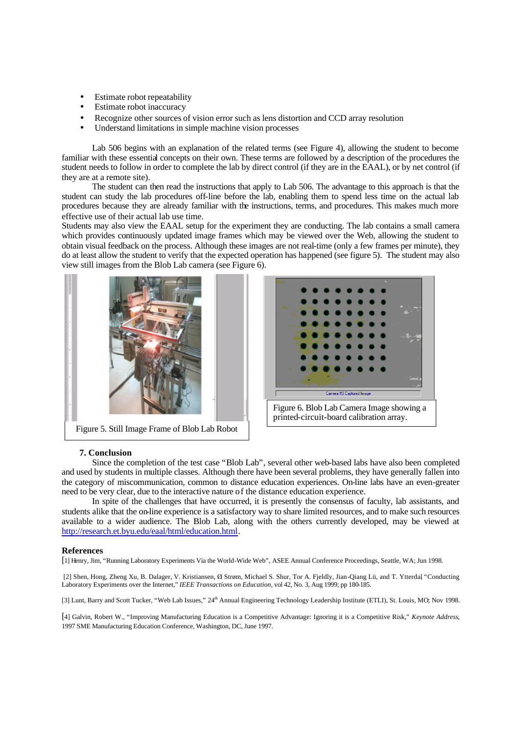- Estimate robot repeatability
- Estimate robot inaccuracy
- Recognize other sources of vision error such as lens distortion and CCD array resolution
- Understand limitations in simple machine vision processes

Lab 506 begins with an explanation of the related terms (see Figure 4), allowing the student to become familiar with these essential concepts on their own. These terms are followed by a description of the procedures the student needs to follow in order to complete the lab by direct control (if they are in the EAAL), or by net control (if they are at a remote site).

The student can then read the instructions that apply to Lab 506. The advantage to this approach is that the student can study the lab procedures off-line before the lab, enabling them to spend less time on the actual lab procedures because they are already familiar with the instructions, terms, and procedures. This makes much more effective use of their actual lab use time.

Students may also view the EAAL setup for the experiment they are conducting. The lab contains a small camera which provides continuously updated image frames which may be viewed over the Web, allowing the student to obtain visual feedback on the process. Although these images are not real-time (only a few frames per minute), they do at least allow the student to verify that the expected operation has happened (see figure 5). The student may also view still images from the Blob Lab camera (see Figure 6).

Figure 5. Still Image Frame of Blob Lab Robot

Figure 6. Blob Lab Camera Image showing a printed-circuit-board calibration array.

### 7. Conclusion

Since the completion of the test case "Blob Lab", several other web-based labs have also been completed and used by students in multiple classes. Although there have been several problems, they have generally fallen into the category of miscommunication, common to distance education experiences. On-line labs have an even-greater need to be very clear, due to the interactive nature of the distance education experience.

In spite of the challenges that have occurred, it is presently the consensus of faculty, lab assistants, and students alike that the on-line experience is a satisfactory way to share limited resources, and to make such resources available to a wider audience. The Blob Lab, along with the others currently developed, may be viewed at http://research.et.byu.edu/eaal/html/education.html.

### References

[1] Henry, Jim, "Running Laboratory Experiments Via the World-Wide Web", ASEE Annual Conference Proceedings, Seattle, WA; Jun 1998.

[2] Shen, Hong, Zheng Xu, B. Dalager, V. Kristiansen, Ø Strøm, Michael S. Shur, Tor A. Fjeldly, Jian-Qiang Lü, and T. Ytterdal, "Conducting Laboratory Experiments over the Internet," *IEEE Transactions on Education*, vol 42, No. 3, Aug 1999; pp 180-185.

[3] Lunt, Barry and Scott Tucker, "Web Lab Issues," 24th Annual Engineering Technology Leadership Institute (ETLI), St. Louis, MO; Nov 1998.

[4] Galvin, Robert W., "Improving Manufacturing Education is a Competitive Advantage: Ignoring it is a Competitive Risk," *Keynote Address*, 1997 SME Manufacturing Education Conference, Washington, DC, June 1997.